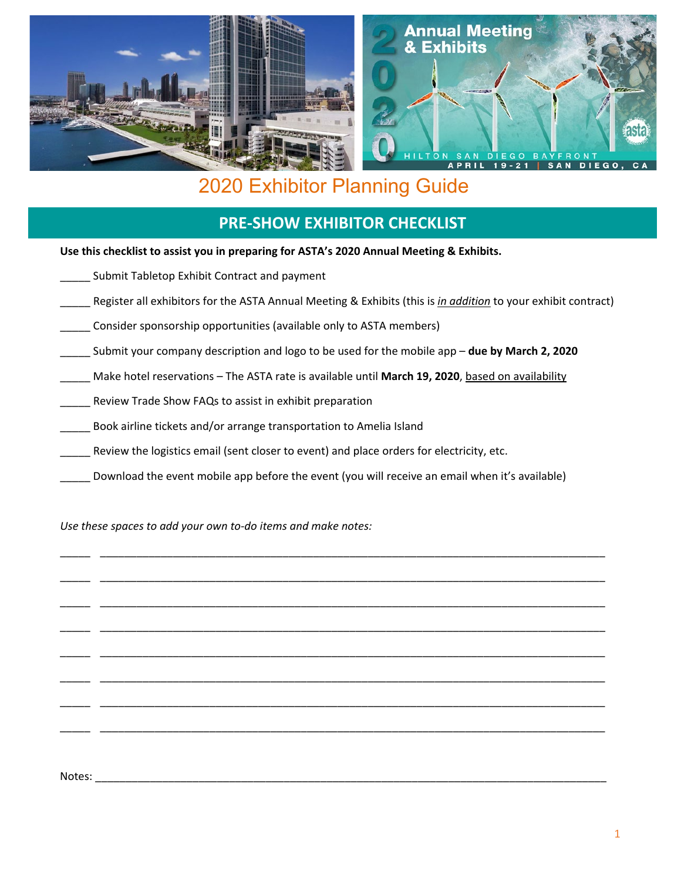# 2020 Exhibitor Planning Guide

## PRE-SHOW EXHIBITOR CHECKLIST

**Use this checklist to assist you in preparing for ASTA's 2020 Annual Meeting & Exhibits.**

_____ Submit Tabletop Exhibit Contract and payment

_____ Register all exhibitors for the ASTA Annual Meeting & Exhibits (this is *in addition* to your exhibit contract)

_____ Consider sponsorship opportunities (available only to ASTA members)

_____ Submit your company description and logo to be used for the mobile app – **due by March 2, 2020**

_____ Make hotel reservations – The ASTA rate is available until **March 19, 2020**, based on availability

_____ Review Trade Show FAQs to assist in exhibit preparation

_____ Book airline tickets and/or arrange transportation to Amelia Island

_____ Review the logistics email (sent closer to event) and place orders for electricity, etc.

_____ Download the event mobile app before the event (you will receive an email when it's available)

*Use these spaces to add your own to-do items and make notes:*

_____ ________________________________________________________________________________

_____ ________________________________________________________________________________

_____ ________________________________________________________________________________

_____ ________________________________________________________________________________

_____ ________________________________________________________________________________

_____ ________________________________________________________________________________

_____ ________________________________________________________________________________

_____ ________________________________________________________________________________

Notes: ________________________________________________________________________________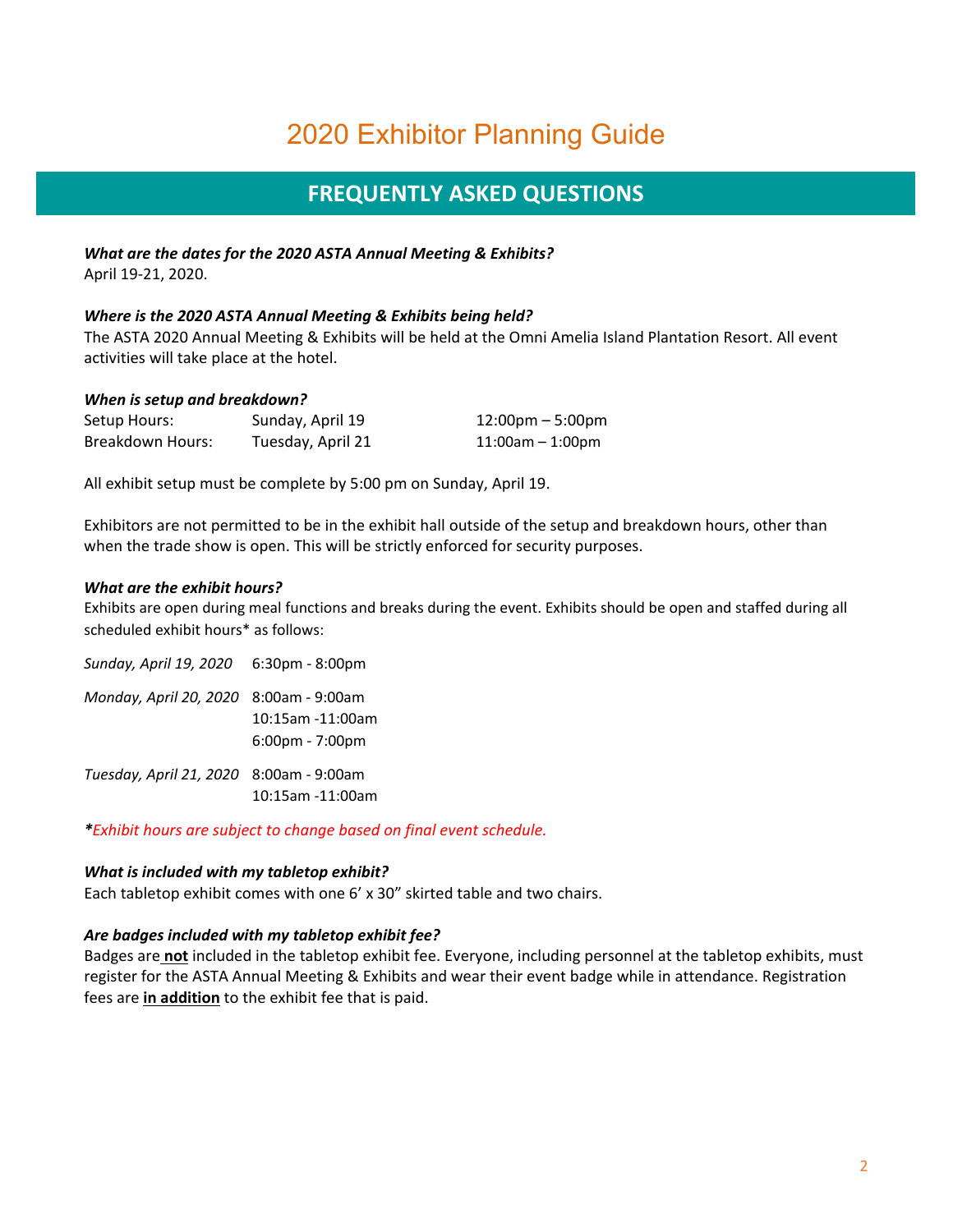# 2020 Exhibitor Planning Guide

## FREQUENTLY ASKED QUESTIONS

***What are the dates for the 2020 ASTA Annual Meeting & Exhibits?***
April 19-21, 2020.

***Where is the 2020 ASTA Annual Meeting & Exhibits being held?***
The ASTA 2020 Annual Meeting & Exhibits will be held at the Omni Amelia Island Plantation Resort. All event activities will take place at the hotel.

***When is setup and breakdown?***

| | | |
|---|---|---|
| Setup Hours: | Sunday, April 19 | 12:00pm – 5:00pm |
| Breakdown Hours: | Tuesday, April 21 | 11:00am – 1:00pm |

All exhibit setup must be complete by 5:00 pm on Sunday, April 19.

Exhibitors are not permitted to be in the exhibit hall outside of the setup and breakdown hours, other than when the trade show is open. This will be strictly enforced for security purposes.

***What are the exhibit hours?***
Exhibits are open during meal functions and breaks during the event. Exhibits should be open and staffed during all scheduled exhibit hours* as follows:

| | |
|---|---|
| *Sunday, April 19, 2020* | 6:30pm - 8:00pm |
| *Monday, April 20, 2020* | 8:00am - 9:00am |
| | 10:15am -11:00am |
| | 6:00pm - 7:00pm |
| *Tuesday, April 21, 2020* | 8:00am - 9:00am |
| | 10:15am -11:00am |

****Exhibit hours are subject to change based on final event schedule.***

***What is included with my tabletop exhibit?***
Each tabletop exhibit comes with one 6' x 30" skirted table and two chairs.

***Are badges included with my tabletop exhibit fee?***
Badges are **not** included in the tabletop exhibit fee. Everyone, including personnel at the tabletop exhibits, must register for the ASTA Annual Meeting & Exhibits and wear their event badge while in attendance. Registration fees are **in addition** to the exhibit fee that is paid.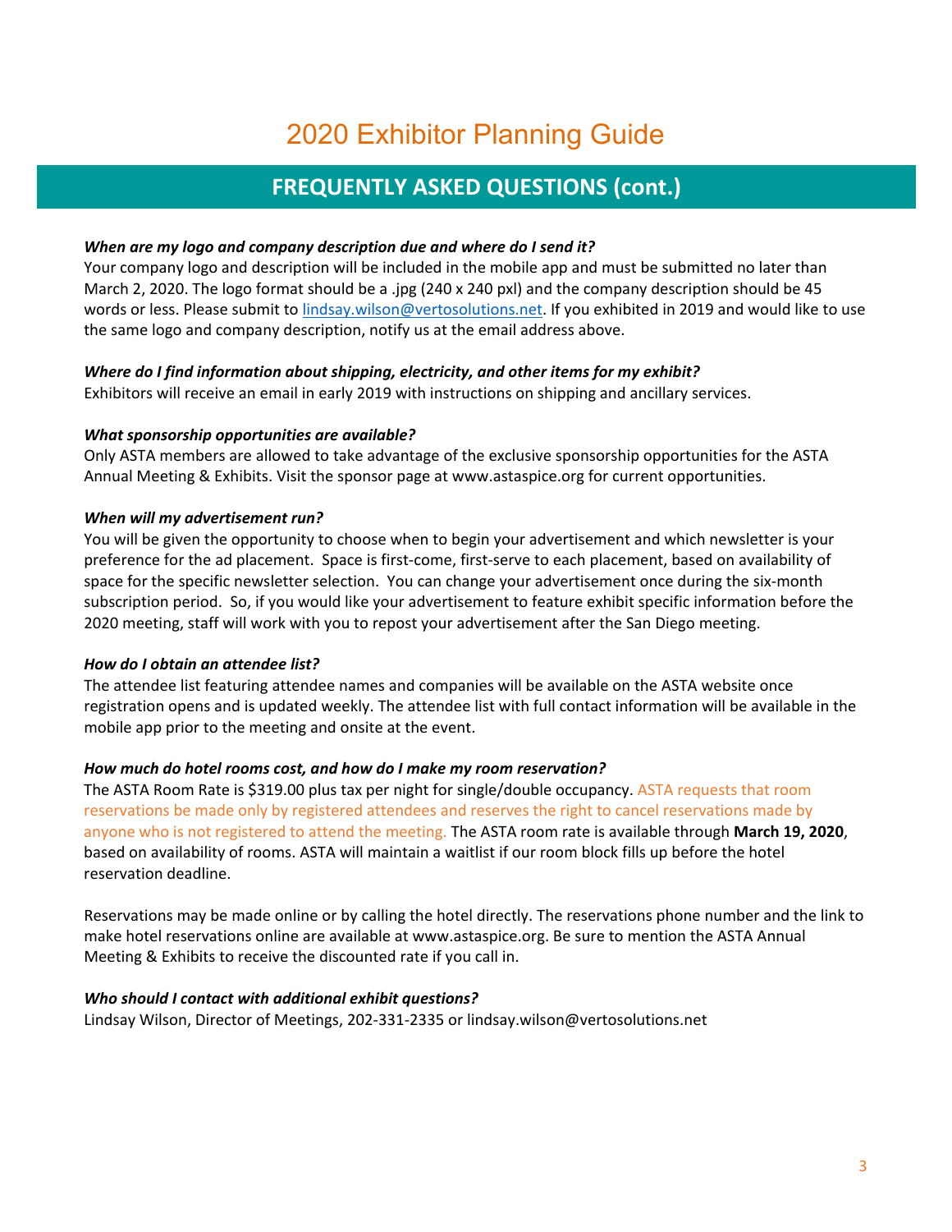# 2020 Exhibitor Planning Guide

## FREQUENTLY ASKED QUESTIONS (cont.)

***When are my logo and company description due and where do I send it?***

Your company logo and description will be included in the mobile app and must be submitted no later than March 2, 2020. The logo format should be a .jpg (240 x 240 pxl) and the company description should be 45 words or less. Please submit to lindsay.wilson@vertosolutions.net. If you exhibited in 2019 and would like to use the same logo and company description, notify us at the email address above.

***Where do I find information about shipping, electricity, and other items for my exhibit?***

Exhibitors will receive an email in early 2019 with instructions on shipping and ancillary services.

***What sponsorship opportunities are available?***

Only ASTA members are allowed to take advantage of the exclusive sponsorship opportunities for the ASTA Annual Meeting & Exhibits. Visit the sponsor page at www.astaspice.org for current opportunities.

***When will my advertisement run?***

You will be given the opportunity to choose when to begin your advertisement and which newsletter is your preference for the ad placement. Space is first-come, first-serve to each placement, based on availability of space for the specific newsletter selection. You can change your advertisement once during the six-month subscription period. So, if you would like your advertisement to feature exhibit specific information before the 2020 meeting, staff will work with you to repost your advertisement after the San Diego meeting.

***How do I obtain an attendee list?***

The attendee list featuring attendee names and companies will be available on the ASTA website once registration opens and is updated weekly. The attendee list with full contact information will be available in the mobile app prior to the meeting and onsite at the event.

***How much do hotel rooms cost, and how do I make my room reservation?***

The ASTA Room Rate is $319.00 plus tax per night for single/double occupancy. ASTA requests that room reservations be made only by registered attendees and reserves the right to cancel reservations made by anyone who is not registered to attend the meeting. The ASTA room rate is available through **March 19, 2020**, based on availability of rooms. ASTA will maintain a waitlist if our room block fills up before the hotel reservation deadline.

Reservations may be made online or by calling the hotel directly. The reservations phone number and the link to make hotel reservations online are available at www.astaspice.org. Be sure to mention the ASTA Annual Meeting & Exhibits to receive the discounted rate if you call in.

***Who should I contact with additional exhibit questions?***

Lindsay Wilson, Director of Meetings, 202-331-2335 or lindsay.wilson@vertosolutions.net